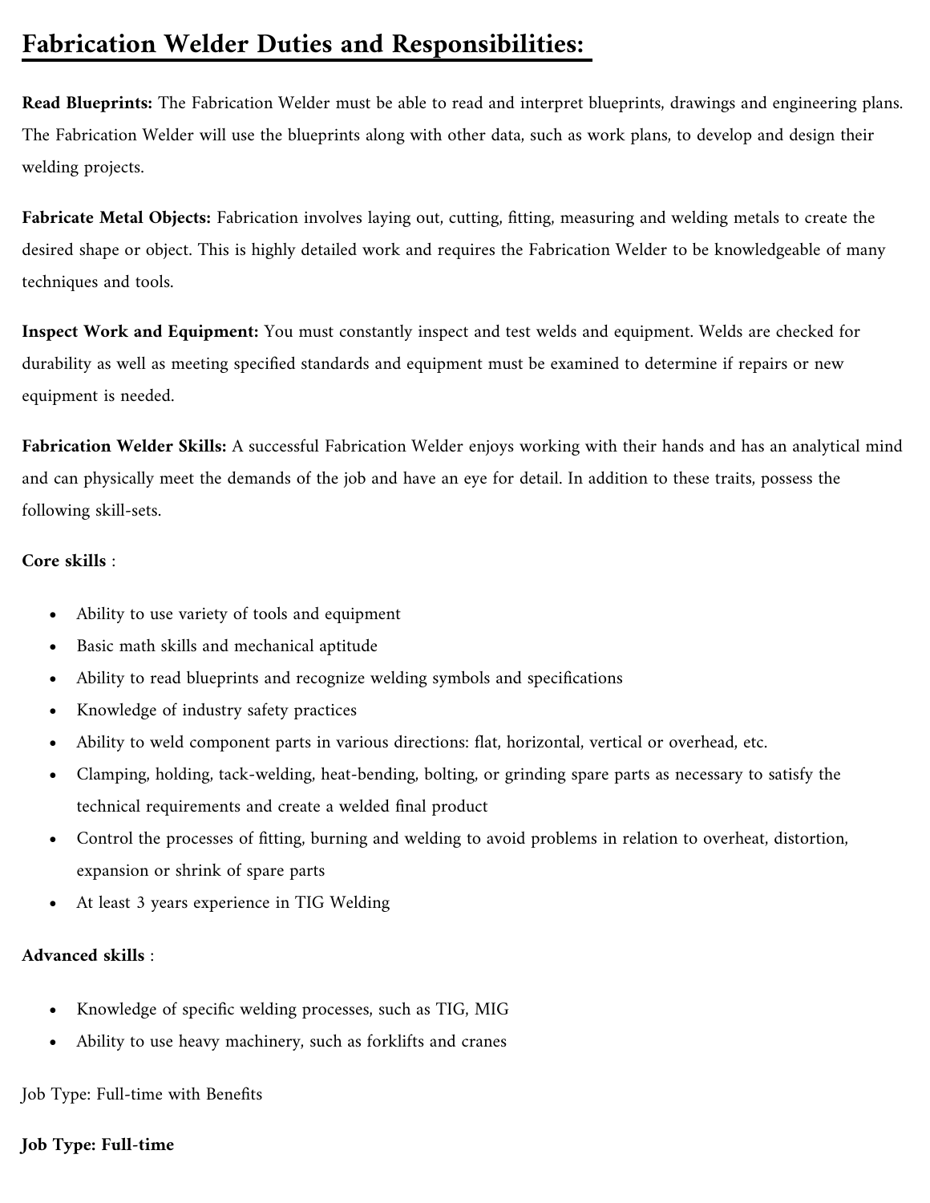# Fabrication Welder Duties and Responsibilities:

**Read Blueprints:** The Fabrication Welder must be able to read and interpret blueprints, drawings and engineering plans. The Fabrication Welder will use the blueprints along with other data, such as work plans, to develop and design their welding projects.

**Fabricate Metal Objects:** Fabrication involves laying out, cutting, fitting, measuring and welding metals to create the desired shape or object. This is highly detailed work and requires the Fabrication Welder to be knowledgeable of many techniques and tools.

**Inspect Work and Equipment:** You must constantly inspect and test welds and equipment. Welds are checked for durability as well as meeting specified standards and equipment must be examined to determine if repairs or new equipment is needed.

**Fabrication Welder Skills:** A successful Fabrication Welder enjoys working with their hands and has an analytical mind and can physically meet the demands of the job and have an eye for detail. In addition to these traits, possess the following skill-sets.

**Core skills** :

- Ability to use variety of tools and equipment
- Basic math skills and mechanical aptitude
- Ability to read blueprints and recognize welding symbols and specifications
- Knowledge of industry safety practices
- Ability to weld component parts in various directions: flat, horizontal, vertical or overhead, etc.
- Clamping, holding, tack-welding, heat-bending, bolting, or grinding spare parts as necessary to satisfy the technical requirements and create a welded final product
- Control the processes of fitting, burning and welding to avoid problems in relation to overheat, distortion, expansion or shrink of spare parts
- At least 3 years experience in TIG Welding

**Advanced skills** :

- Knowledge of specific welding processes, such as TIG, MIG
- Ability to use heavy machinery, such as forklifts and cranes

Job Type: Full-time with Benefits

**Job Type: Full-time**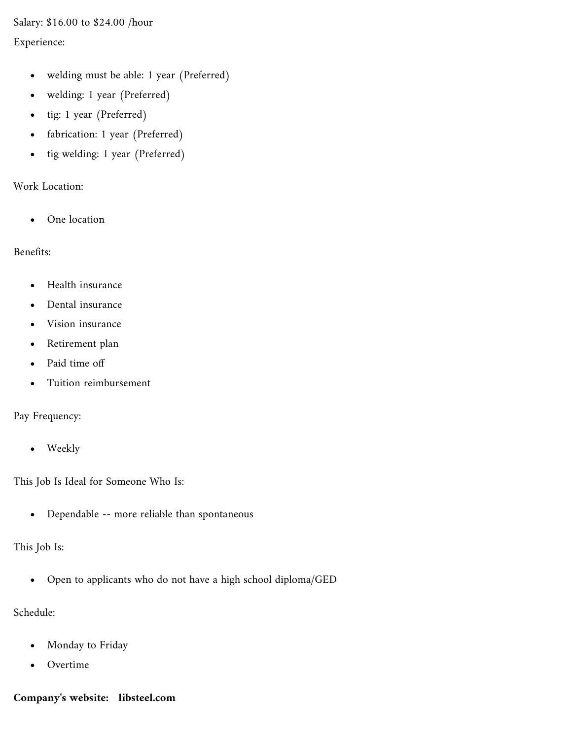Salary: $16.00 to $24.00 /hour

Experience:

- welding must be able: 1 year (Preferred)
- welding: 1 year (Preferred)
- tig: 1 year (Preferred)
- fabrication: 1 year (Preferred)
- tig welding: 1 year (Preferred)

Work Location:

- One location

Benefits:

- Health insurance
- Dental insurance
- Vision insurance
- Retirement plan
- Paid time off
- Tuition reimbursement

Pay Frequency:

- Weekly

This Job Is Ideal for Someone Who Is:

- Dependable -- more reliable than spontaneous

This Job Is:

- Open to applicants who do not have a high school diploma/GED

Schedule:

- Monday to Friday
- Overtime

**Company's website: libsteel.com**